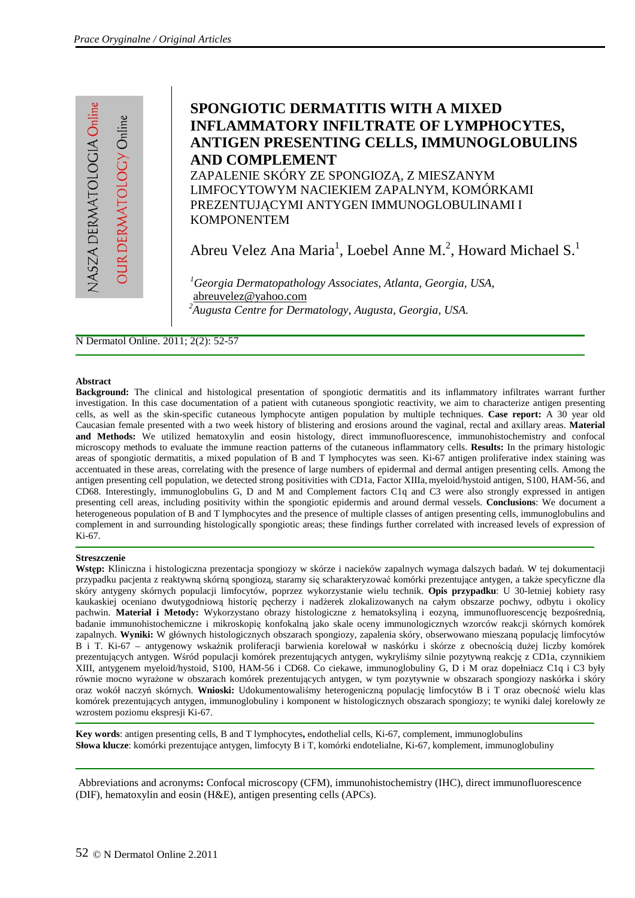# SPONGIOTIC DERMATITIS WITH A MIXED INFLAMMATORY INFILTRATE OF LYMPHOCYTES, ANTIGEN PRESENTING CELLS, IMMUNOGLOBULINS AND COMPLEMENT

ZAPALENIE SKÓRY ZE SPONGIOZĄ, Z MIESZANYM LIMFOCYTOWYM NACIEKIEM ZAPALNYM, KOMÓRKAMI PREZENTUJĄCYMI ANTYGEN IMMUNOGLOBULINAMI I KOMPONENTEM

Abreu Velez Ana Maria[1], Loebel Anne M.[2], Howard Michael S.[1]

*[1]Georgia Dermatopathology Associates, Atlanta, Georgia, USA,*
abreuvelez@yahoo.com
*[2]Augusta Centre for Dermatology, Augusta, Georgia, USA.*

N Dermatol Online. 2011; 2(2): 52-57

### Abstract

**Background:** The clinical and histological presentation of spongiotic dermatitis and its inflammatory infiltrates warrant further investigation. In this case documentation of a patient with cutaneous spongiotic reactivity, we aim to characterize antigen presenting cells, as well as the skin-specific cutaneous lymphocyte antigen population by multiple techniques. **Case report:** A 30 year old Caucasian female presented with a two week history of blistering and erosions around the vaginal, rectal and axillary areas. **Material and Methods:** We utilized hematoxylin and eosin histology, direct immunofluorescence, immunohistochemistry and confocal microscopy methods to evaluate the immune reaction patterns of the cutaneous inflammatory cells. **Results:** In the primary histologic areas of spongiotic dermatitis, a mixed population of B and T lymphocytes was seen. Ki-67 antigen proliferative index staining was accentuated in these areas, correlating with the presence of large numbers of epidermal and dermal antigen presenting cells. Among the antigen presenting cell population, we detected strong positivities with CD1a, Factor XIIIa, myeloid/hystoid antigen, S100, HAM-56, and CD68. Interestingly, immunoglobulins G, D and M and Complement factors C1q and C3 were also strongly expressed in antigen presenting cell areas, including positivity within the spongiotic epidermis and around dermal vessels. **Conclusions**: We document a heterogeneous population of B and T lymphocytes and the presence of multiple classes of antigen presenting cells, immunoglobulins and complement in and surrounding histologically spongiotic areas; these findings further correlated with increased levels of expression of Ki-67.

### Streszczenie

**Wstęp:** Kliniczna i histologiczna prezentacja spongiozy w skórze i nacieków zapalnych wymaga dalszych badań. W tej dokumentacji przypadku pacjenta z reaktywną skórną spongiozą, staramy się scharakteryzować komórki prezentujące antygen, a także specyficzne dla skóry antygeny skórnych populacji limfocytów, poprzez wykorzystanie wielu technik. **Opis przypadku**: U 30-letniej kobiety rasy kaukaskiej oceniano dwutygodniową historię pęcherzy i nadżerek zlokalizowanych na całym obszarze pochwy, odbytu i okolicy pachwin. **Materiał i Metody:** Wykorzystano obrazy histologiczne z hematoksyliną i eozyną, immunofluorescencję bezpośrednią, badanie immunohistochemiczne i mikroskopię konfokalną jako skale oceny immunologicznych wzorców reakcji skórnych komórek zapalnych. **Wyniki:** W głównych histologicznych obszarach spongiozy, zapalenia skóry, obserwowano mieszaną populację limfocytów B i T. Ki-67 – antygenowy wskaźnik proliferacji barwienia korelował w naskórku i skórze z obecnością dużej liczby komórek prezentujących antygen. Wśród populacji komórek prezentujących antygen, wykryliśmy silnie pozytywną reakcję z CD1a, czynnikiem XIII, antygenem myeloid/hystoid, S100, HAM-56 i CD68. Co ciekawe, immunoglobuliny G, D i M oraz dopełniacz C1q i C3 były równie mocno wyrażone w obszarach komórek prezentujących antygen, w tym pozytywnie w obszarach spongiozy naskórka i skóry oraz wokół naczyń skórnych. **Wnioski:** Udokumentowaliśmy heterogeniczną populację limfocytów B i T oraz obecność wielu klas komórek prezentujących antygen, immunoglobuliny i komponent w histologicznych obszarach spongiozy; te wyniki dalej korelowały ze wzrostem poziomu ekspresji Ki-67.

**Key words**: antigen presenting cells, B and T lymphocytes**,** endothelial cells, Ki-67, complement, immunoglobulins
**Słowa klucze**: komórki prezentujące antygen, limfocyty B i T, komórki endotelialne, Ki-67, komplement, immunoglobuliny

Abbreviations and acronyms**:** Confocal microscopy (CFM), immunohistochemistry (IHC), direct immunofluorescence (DIF), hematoxylin and eosin (H&E), antigen presenting cells (APCs).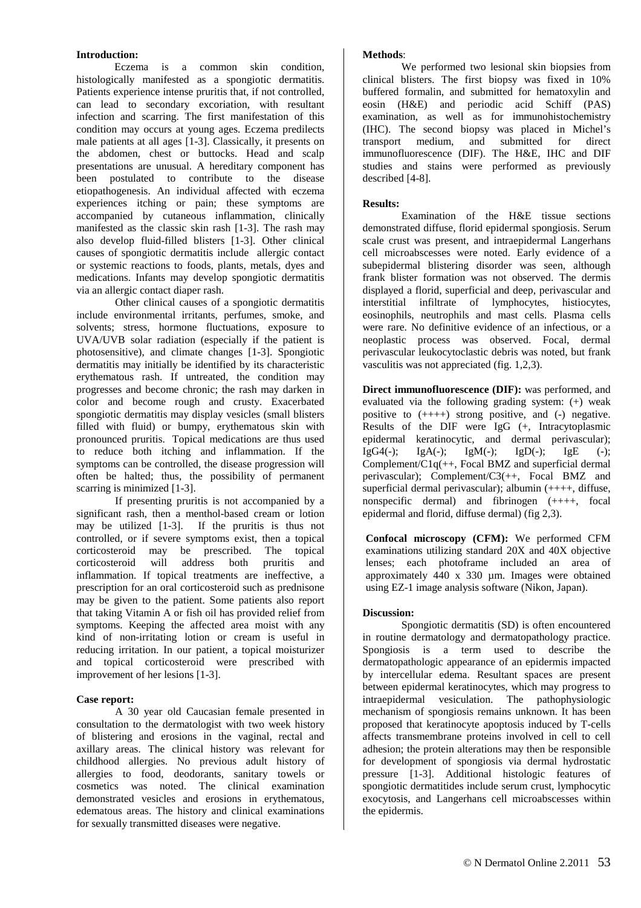**Introduction:**

Eczema is a common skin condition, histologically manifested as a spongiotic dermatitis. Patients experience intense pruritis that, if not controlled, can lead to secondary excoriation, with resultant infection and scarring. The first manifestation of this condition may occurs at young ages. Eczema predilects male patients at all ages [1-3]. Classically, it presents on the abdomen, chest or buttocks. Head and scalp presentations are unusual. A hereditary component has been postulated to contribute to the disease etiopathogenesis. An individual affected with eczema experiences itching or pain; these symptoms are accompanied by cutaneous inflammation, clinically manifested as the classic skin rash [1-3]. The rash may also develop fluid-filled blisters [1-3]. Other clinical causes of spongiotic dermatitis include allergic contact or systemic reactions to foods, plants, metals, dyes and medications. Infants may develop spongiotic dermatitis via an allergic contact diaper rash.

Other clinical causes of a spongiotic dermatitis include environmental irritants, perfumes, smoke, and solvents; stress, hormone fluctuations, exposure to UVA/UVB solar radiation (especially if the patient is photosensitive), and climate changes [1-3]. Spongiotic dermatitis may initially be identified by its characteristic erythematous rash. If untreated, the condition may progresses and become chronic; the rash may darken in color and become rough and crusty. Exacerbated spongiotic dermatitis may display vesicles (small blisters filled with fluid) or bumpy, erythematous skin with pronounced pruritis. Topical medications are thus used to reduce both itching and inflammation. If the symptoms can be controlled, the disease progression will often be halted; thus, the possibility of permanent scarring is minimized [1-3].

If presenting pruritis is not accompanied by a significant rash, then a menthol-based cream or lotion may be utilized [1-3]. If the pruritis is thus not controlled, or if severe symptoms exist, then a topical corticosteroid may be prescribed. The topical corticosteroid will address both pruritis and inflammation. If topical treatments are ineffective, a prescription for an oral corticosteroid such as prednisone may be given to the patient. Some patients also report that taking Vitamin A or fish oil has provided relief from symptoms. Keeping the affected area moist with any kind of non-irritating lotion or cream is useful in reducing irritation. In our patient, a topical moisturizer and topical corticosteroid were prescribed with improvement of her lesions [1-3].

**Case report:**

A 30 year old Caucasian female presented in consultation to the dermatologist with two week history of blistering and erosions in the vaginal, rectal and axillary areas. The clinical history was relevant for childhood allergies. No previous adult history of allergies to food, deodorants, sanitary towels or cosmetics was noted. The clinical examination demonstrated vesicles and erosions in erythematous, edematous areas. The history and clinical examinations for sexually transmitted diseases were negative.

**Methods**:

We performed two lesional skin biopsies from clinical blisters. The first biopsy was fixed in 10% buffered formalin, and submitted for hematoxylin and eosin (H&E) and periodic acid Schiff (PAS) examination, as well as for immunohistochemistry (IHC). The second biopsy was placed in Michel's transport medium, and submitted for direct immunofluorescence (DIF). The H&E, IHC and DIF studies and stains were performed as previously described [4-8].

**Results:**

Examination of the H&E tissue sections demonstrated diffuse, florid epidermal spongiosis. Serum scale crust was present, and intraepidermal Langerhans cell microabscesses were noted. Early evidence of a subepidermal blistering disorder was seen, although frank blister formation was not observed. The dermis displayed a florid, superficial and deep, perivascular and interstitial infiltrate of lymphocytes, histiocytes, eosinophils, neutrophils and mast cells. Plasma cells were rare. No definitive evidence of an infectious, or a neoplastic process was observed. Focal, dermal perivascular leukocytoclastic debris was noted, but frank vasculitis was not appreciated (fig. 1,2,3).

**Direct immunofluorescence (DIF):** was performed, and evaluated via the following grading system: (+) weak positive to (++++) strong positive, and (-) negative. Results of the DIF were IgG (+, Intracytoplasmic epidermal keratinocytic, and dermal perivascular); IgG4(-); IgA(-); IgM(-); IgD(-); IgE (-); Complement/C1q(++, Focal BMZ and superficial dermal perivascular); Complement/C3(++, Focal BMZ and superficial dermal perivascular); albumin (++++, diffuse, nonspecific dermal) and fibrinogen (++++, focal epidermal and florid, diffuse dermal) (fig 2,3).

**Confocal microscopy (CFM):** We performed CFM examinations utilizing standard 20X and 40X objective lenses; each photoframe included an area of approximately 440 x 330 µm. Images were obtained using EZ-1 image analysis software (Nikon, Japan).

**Discussion:**

Spongiotic dermatitis (SD) is often encountered in routine dermatology and dermatopathology practice. Spongiosis is a term used to describe the dermatopathologic appearance of an epidermis impacted by intercellular edema. Resultant spaces are present between epidermal keratinocytes, which may progress to intraepidermal vesiculation. The pathophysiologic mechanism of spongiosis remains unknown. It has been proposed that keratinocyte apoptosis induced by T-cells affects transmembrane proteins involved in cell to cell adhesion; the protein alterations may then be responsible for development of spongiosis via dermal hydrostatic pressure [1-3]. Additional histologic features of spongiotic dermatitides include serum crust, lymphocytic exocytosis, and Langerhans cell microabscesses within the epidermis.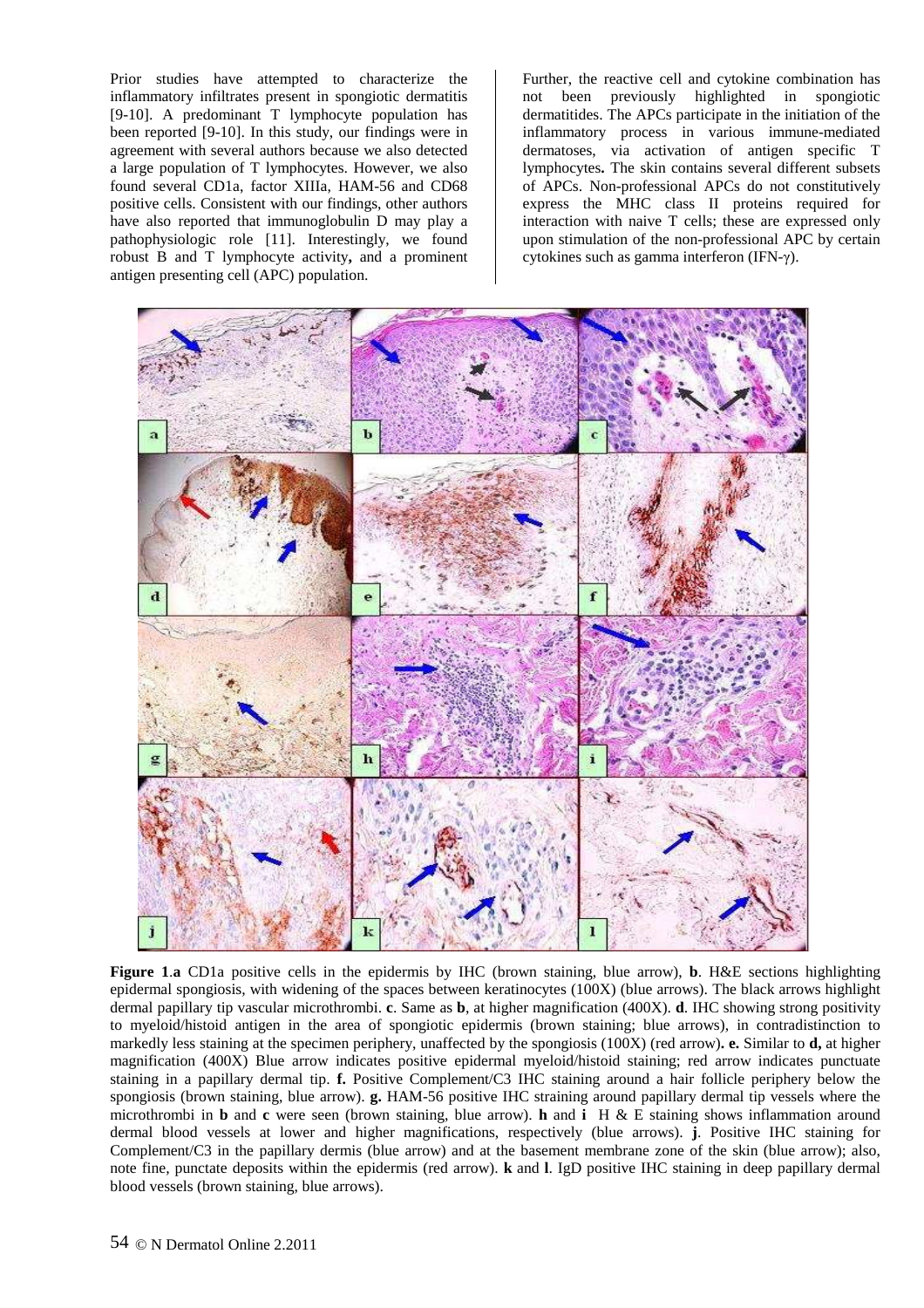Prior studies have attempted to characterize the inflammatory infiltrates present in spongiotic dermatitis [9-10]. A predominant T lymphocyte population has been reported [9-10]. In this study, our findings were in agreement with several authors because we also detected a large population of T lymphocytes. However, we also found several CD1a, factor XIIIa, HAM-56 and CD68 positive cells. Consistent with our findings, other authors have also reported that immunoglobulin D may play a pathophysiologic role [11]. Interestingly, we found robust B and T lymphocyte activity**,** and a prominent antigen presenting cell (APC) population.

Further, the reactive cell and cytokine combination has not been previously highlighted in spongiotic dermatitides. The APCs participate in the initiation of the inflammatory process in various immune-mediated dermatoses, via activation of antigen specific T lymphocytes**.** The skin contains several different subsets of APCs. Non-professional APCs do not constitutively express the MHC class II proteins required for interaction with naive T cells; these are expressed only upon stimulation of the non-professional APC by certain cytokines such as gamma interferon (IFN-$\gamma$).

**Figure 1**.**a** CD1a positive cells in the epidermis by IHC (brown staining, blue arrow), **b**. H&E sections highlighting epidermal spongiosis, with widening of the spaces between keratinocytes (100X) (blue arrows). The black arrows highlight dermal papillary tip vascular microthrombi. **c**. Same as **b**, at higher magnification (400X). **d**. IHC showing strong positivity to myeloid/histoid antigen in the area of spongiotic epidermis (brown staining; blue arrows), in contradistinction to markedly less staining at the specimen periphery, unaffected by the spongiosis (100X) (red arrow)**. e.** Similar to **d,** at higher magnification (400X) Blue arrow indicates positive epidermal myeloid/histoid staining; red arrow indicates punctuate staining in a papillary dermal tip. **f.** Positive Complement/C3 IHC staining around a hair follicle periphery below the spongiosis (brown staining, blue arrow). **g.** HAM-56 positive IHC straining around papillary dermal tip vessels where the microthrombi in **b** and **c** were seen (brown staining, blue arrow). **h** and **i** H & E staining shows inflammation around dermal blood vessels at lower and higher magnifications, respectively (blue arrows). **j**. Positive IHC staining for Complement/C3 in the papillary dermis (blue arrow) and at the basement membrane zone of the skin (blue arrow); also, note fine, punctate deposits within the epidermis (red arrow). **k** and **l**. IgD positive IHC staining in deep papillary dermal blood vessels (brown staining, blue arrows).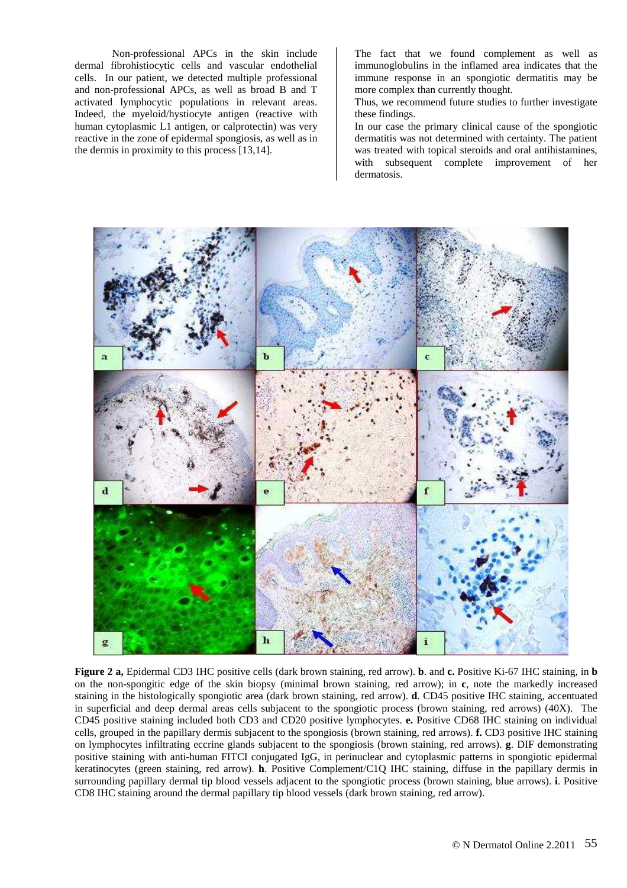Non-professional APCs in the skin include dermal fibrohistiocytic cells and vascular endothelial cells. In our patient, we detected multiple professional and non-professional APCs, as well as broad B and T activated lymphocytic populations in relevant areas. Indeed, the myeloid/hystiocyte antigen (reactive with human cytoplasmic L1 antigen, or calprotectin) was very reactive in the zone of epidermal spongiosis, as well as in the dermis in proximity to this process [13,14].

The fact that we found complement as well as immunoglobulins in the inflamed area indicates that the immune response in an spongiotic dermatitis may be more complex than currently thought.

Thus, we recommend future studies to further investigate these findings.

In our case the primary clinical cause of the spongiotic dermatitis was not determined with certainty. The patient was treated with topical steroids and oral antihistamines, with subsequent complete improvement of her dermatosis.

**Figure 2 a,** Epidermal CD3 IHC positive cells (dark brown staining, red arrow). **b**. and **c.** Positive Ki-67 IHC staining, in **b** on the non-spongitic edge of the skin biopsy (minimal brown staining, red arrow); in **c**, note the markedly increased staining in the histologically spongiotic area (dark brown staining, red arrow). **d**. CD45 positive IHC staining, accentuated in superficial and deep dermal areas cells subjacent to the spongiotic process (brown staining, red arrows) (40X). The CD45 positive staining included both CD3 and CD20 positive lymphocytes. **e.** Positive CD68 IHC staining on individual cells, grouped in the papillary dermis subjacent to the spongiosis (brown staining, red arrows). **f.** CD3 positive IHC staining on lymphocytes infiltrating eccrine glands subjacent to the spongiosis (brown staining, red arrows). **g**. DIF demonstrating positive staining with anti-human FITCI conjugated IgG, in perinuclear and cytoplasmic patterns in spongiotic epidermal keratinocytes (green staining, red arrow). **h**. Positive Complement/C1Q IHC staining, diffuse in the papillary dermis in surrounding papillary dermal tip blood vessels adjacent to the spongiotic process (brown staining, blue arrows). **i**. Positive CD8 IHC staining around the dermal papillary tip blood vessels (dark brown staining, red arrow).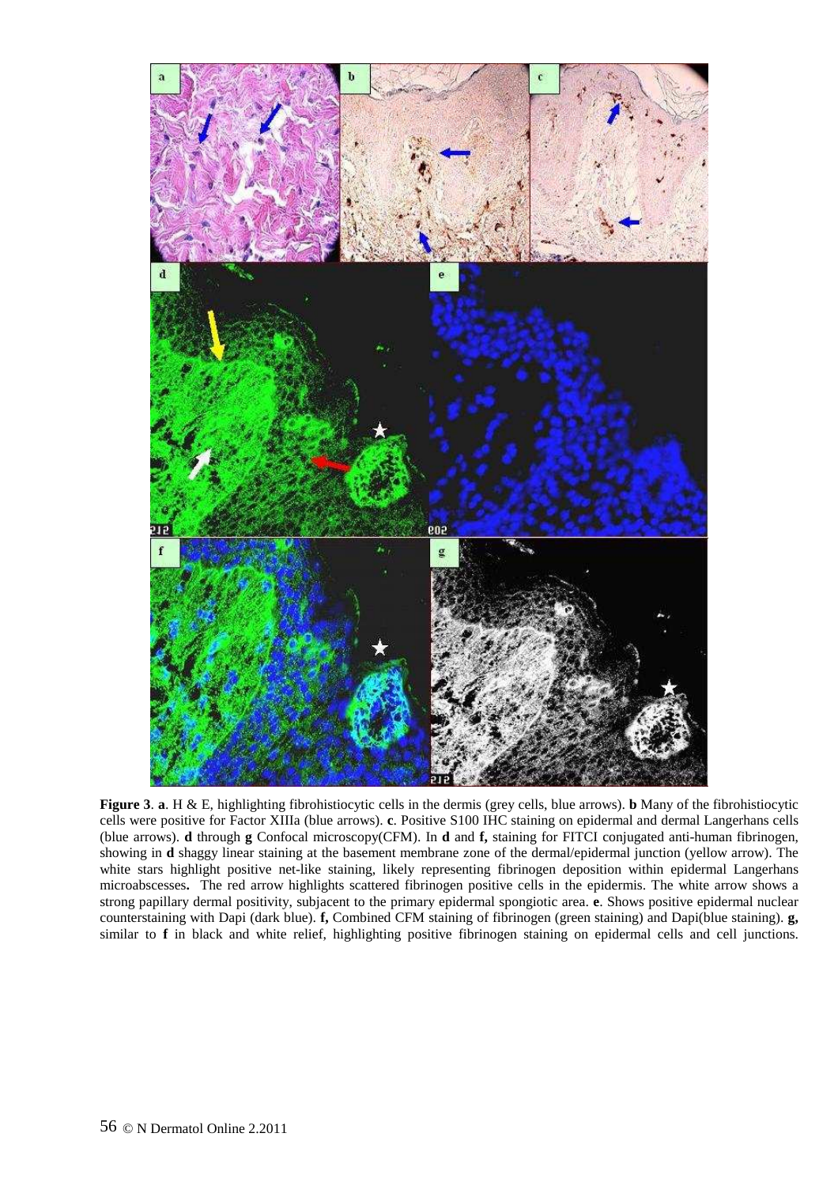**Figure 3**. **a**. H & E, highlighting fibrohistiocytic cells in the dermis (grey cells, blue arrows). **b** Many of the fibrohistiocytic cells were positive for Factor XIIIa (blue arrows). **c**. Positive S100 IHC staining on epidermal and dermal Langerhans cells (blue arrows). **d** through **g** Confocal microscopy(CFM). In **d** and **f,** staining for FITCI conjugated anti-human fibrinogen, showing in **d** shaggy linear staining at the basement membrane zone of the dermal/epidermal junction (yellow arrow). The white stars highlight positive net-like staining, likely representing fibrinogen deposition within epidermal Langerhans microabscesses**.** The red arrow highlights scattered fibrinogen positive cells in the epidermis. The white arrow shows a strong papillary dermal positivity, subjacent to the primary epidermal spongiotic area. **e**. Shows positive epidermal nuclear counterstaining with Dapi (dark blue). **f,** Combined CFM staining of fibrinogen (green staining) and Dapi(blue staining). **g,** similar to **f** in black and white relief, highlighting positive fibrinogen staining on epidermal cells and cell junctions.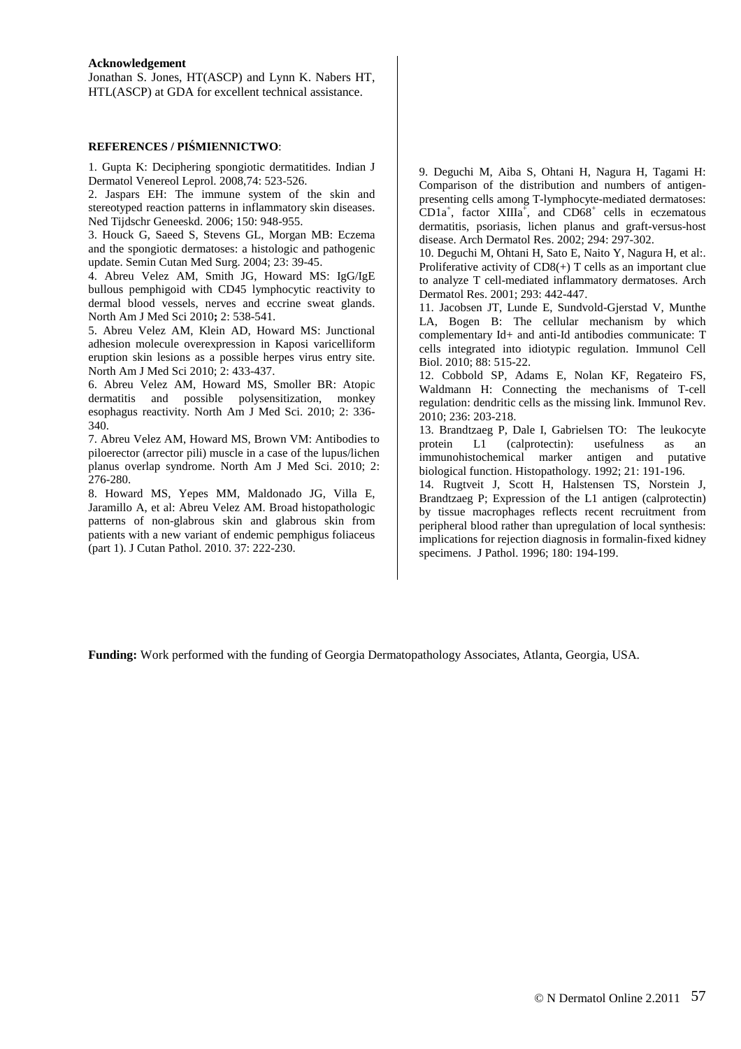**Acknowledgement**

Jonathan S. Jones, HT(ASCP) and Lynn K. Nabers HT, HTL(ASCP) at GDA for excellent technical assistance.

**REFERENCES / PIŚMIENNICTWO**:

1. Gupta K: Deciphering spongiotic dermatitides. Indian J Dermatol Venereol Leprol. 2008,74: 523-526.
2. Jaspars EH: The immune system of the skin and stereotyped reaction patterns in inflammatory skin diseases. Ned Tijdschr Geneeskd. 2006; 150: 948-955.
3. Houck G, Saeed S, Stevens GL, Morgan MB: Eczema and the spongiotic dermatoses: a histologic and pathogenic update. Semin Cutan Med Surg. 2004; 23: 39-45.
4. Abreu Velez AM, Smith JG, Howard MS: IgG/IgE bullous pemphigoid with CD45 lymphocytic reactivity to dermal blood vessels, nerves and eccrine sweat glands. North Am J Med Sci 2010**;** 2: 538-541.
5. Abreu Velez AM, Klein AD, Howard MS: Junctional adhesion molecule overexpression in Kaposi varicelliform eruption skin lesions as a possible herpes virus entry site. North Am J Med Sci 2010; 2: 433-437.
6. Abreu Velez AM, Howard MS, Smoller BR: Atopic dermatitis and possible polysensitization, monkey esophagus reactivity. North Am J Med Sci. 2010; 2: 336-340.
7. Abreu Velez AM, Howard MS, Brown VM: Antibodies to piloerector (arrector pili) muscle in a case of the lupus/lichen planus overlap syndrome. North Am J Med Sci. 2010; 2: 276-280.
8. Howard MS, Yepes MM, Maldonado JG, Villa E, Jaramillo A, et al: Abreu Velez AM. Broad histopathologic patterns of non-glabrous skin and glabrous skin from patients with a new variant of endemic pemphigus foliaceus (part 1). J Cutan Pathol. 2010. 37: 222-230.
9. Deguchi M, Aiba S, Ohtani H, Nagura H, Tagami H: Comparison of the distribution and numbers of antigen-presenting cells among T-lymphocyte-mediated dermatoses: $CD1a^+$, factor $XIIIa^+$, and $CD68^+$ cells in eczematous dermatitis, psoriasis, lichen planus and graft-versus-host disease. Arch Dermatol Res. 2002; 294: 297-302.
10. Deguchi M, Ohtani H, Sato E, Naito Y, Nagura H, et al:. Proliferative activity of CD8(+) T cells as an important clue to analyze T cell-mediated inflammatory dermatoses. Arch Dermatol Res. 2001; 293: 442-447.
11. Jacobsen JT, Lunde E, Sundvold-Gjerstad V, Munthe LA, Bogen B: The cellular mechanism by which complementary Id+ and anti-Id antibodies communicate: T cells integrated into idiotypic regulation. Immunol Cell Biol. 2010; 88: 515-22.
12. Cobbold SP, Adams E, Nolan KF, Regateiro FS, Waldmann H: Connecting the mechanisms of T-cell regulation: dendritic cells as the missing link. Immunol Rev. 2010; 236: 203-218.
13. Brandtzaeg P, Dale I, Gabrielsen TO: The leukocyte protein L1 (calprotectin): usefulness as an immunohistochemical marker antigen and putative biological function. Histopathology. 1992; 21: 191-196.
14. Rugtveit J, Scott H, Halstensen TS, Norstein J, Brandtzaeg P; Expression of the L1 antigen (calprotectin) by tissue macrophages reflects recent recruitment from peripheral blood rather than upregulation of local synthesis: implications for rejection diagnosis in formalin-fixed kidney specimens. J Pathol. 1996; 180: 194-199.

**Funding:** Work performed with the funding of Georgia Dermatopathology Associates, Atlanta, Georgia, USA.